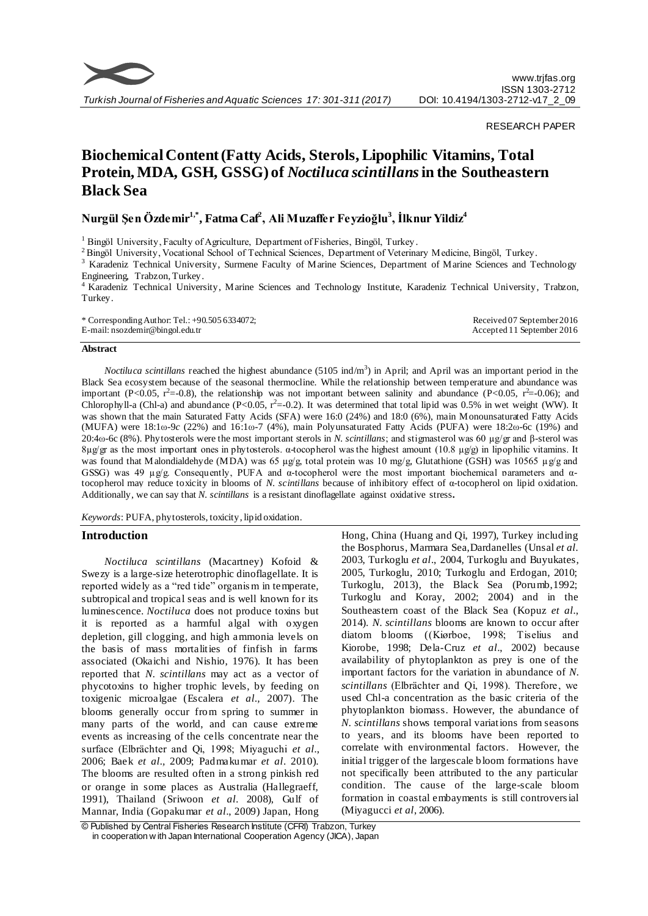RESEARCH PAPER

# Biochemical Content (Fatty Acids, Sterols, Lipophilic Vitamins, Total Protein, MDA, GSH, GSSG) of *Noctiluca scintillans* in the Southeastern Black Sea

**Nurgül Şen Özdemir[1,*], Fatma Caf[2], Ali Muzaffer Feyzioğlu[3], İlknur Yildiz[4]**

[1] Bingöl University, Faculty of Agriculture, Department of Fisheries, Bingöl, Turkey.
[2] Bingöl University, Vocational School of Technical Sciences, Department of Veterinary Medicine, Bingöl, Turkey.
[3] Karadeniz Technical University, Surmene Faculty of Marine Sciences, Department of Marine Sciences and Technology Engineering, Trabzon, Turkey.
[4] Karadeniz Technical University, Marine Sciences and Technology Institute, Karadeniz Technical University, Trabzon, Turkey.

\* Corresponding Author: Tel.: +90.505 6334072;
E-mail: nsozdemir@bingol.edu.tr

Received 07 September 2016
Accepted 11 September 2016

### Abstract

*Noctiluca scintillans* reached the highest abundance (5105 ind/m$^3$) in April; and April was an important period in the Black Sea ecosystem because of the seasonal thermocline. While the relationship between temperature and abundance was important ($P<0.05$, $r^2=-0.8$), the relationship was not important between salinity and abundance ($P<0.05$, $r^2=-0.06$); and Chlorophyll-a (Chl-a) and abundance ($P<0.05$, $r^2=-0.2$). It was determined that total lipid was 0.5% in wet weight (WW). It was shown that the main Saturated Fatty Acids (SFA) were 16:0 (24%) and 18:0 (6%), main Monounsaturated Fatty Acids (MUFA) were 18:1ω-9c (22%) and 16:1ω-7 (4%), main Polyunsaturated Fatty Acids (PUFA) were 18:2ω-6c (19%) and 20:4ω-6c (8%). Phytosterols were the most important sterols in *N. scintillans*; and stigmasterol was 60 µg/gr and β-sterol was 8µg/gr as the most important ones in phytosterols. α-tocopherol was the highest amount (10.8 µg/g) in lipophilic vitamins. It was found that Malondialdehyde (MDA) was 65 µg/g, total protein was 10 mg/g, Glutathione (GSH) was 10565 µg/g and GSSG) was 49 µg/g. Consequently, PUFA and α-tocopherol were the most important biochemical parameters and α-tocopherol may reduce toxicity in blooms of *N. scintillans* because of inhibitory effect of α-tocopherol on lipid oxidation. Additionally, we can say that *N. scintillans* is a resistant dinoflagellate against oxidative stress.

*Keywords*: PUFA, phytosterols, toxicity, lipid oxidation.

## Introduction

*Noctiluca scintillans* (Macartney) Kofoid & Swezy is a large-size heterotrophic dinoflagellate. It is reported widely as a "red tide" organism in temperate, subtropical and tropical seas and is well known for its luminescence. *Noctiluca* does not produce toxins but it is reported as a harmful algal with oxygen depletion, gill clogging, and high ammonia levels on the basis of mass mortalities of finfish in farms associated (Okaichi and Nishio, 1976). It has been reported that *N. scintillans* may act as a vector of phycotoxins to higher trophic levels, by feeding on toxigenic microalgae (Escalera *et al*., 2007). The blooms generally occur from spring to summer in many parts of the world, and can cause extreme events as increasing of the cells concentrate near the surface (Elbrächter and Qi, 1998; Miyaguchi *et al*., 2006; Baek *et al*., 2009; Padmakumar *et al*. 2010). The blooms are resulted often in a strong pinkish red or orange in some places as Australia (Hallegraeff, 1991), Thailand (Sriwoon *et al*. 2008), Gulf of Mannar, India (Gopakumar *et al*., 2009) Japan, Hong Hong, China (Huang and Qi, 1997), Turkey including the Bosphorus, Marmara Sea, Dardanelles (Unsal *et al*. 2003, Turkoglu *et al*., 2004, Turkoglu and Buyukates, 2005, Turkoglu, 2010; Turkoglu and Erdogan, 2010; Turkoglu, 2013), the Black Sea (Porumb, 1992; Turkoglu and Koray, 2002; 2004) and in the Southeastern coast of the Black Sea (Kopuz *et al*., 2014). *N. scintillans* blooms are known to occur after diatom blooms ((Kiørboe, 1998; Tiselius and Kiorobe, 1998; Dela-Cruz *et al*., 2002) because availability of phytoplankton as prey is one of the important factors for the variation in abundance of *N. scintillans* (Elbrächter and Qi, 1998). Therefore, we used Chl-a concentration as the basic criteria of the phytoplankton biomass. However, the abundance of *N. scintillans* shows temporal variations from seasons to years, and its blooms have been reported to correlate with environmental factors. However, the initial trigger of the largescale bloom formations have not specifically been attributed to the any particular condition. The cause of the large-scale bloom formation in coastal embayments is still controversial (Miyagucci *et al*, 2006).

© Published by Central Fisheries Research Institute (CFRI) Trabzon, Turkey in cooperation with Japan International Cooperation Agency (JICA), Japan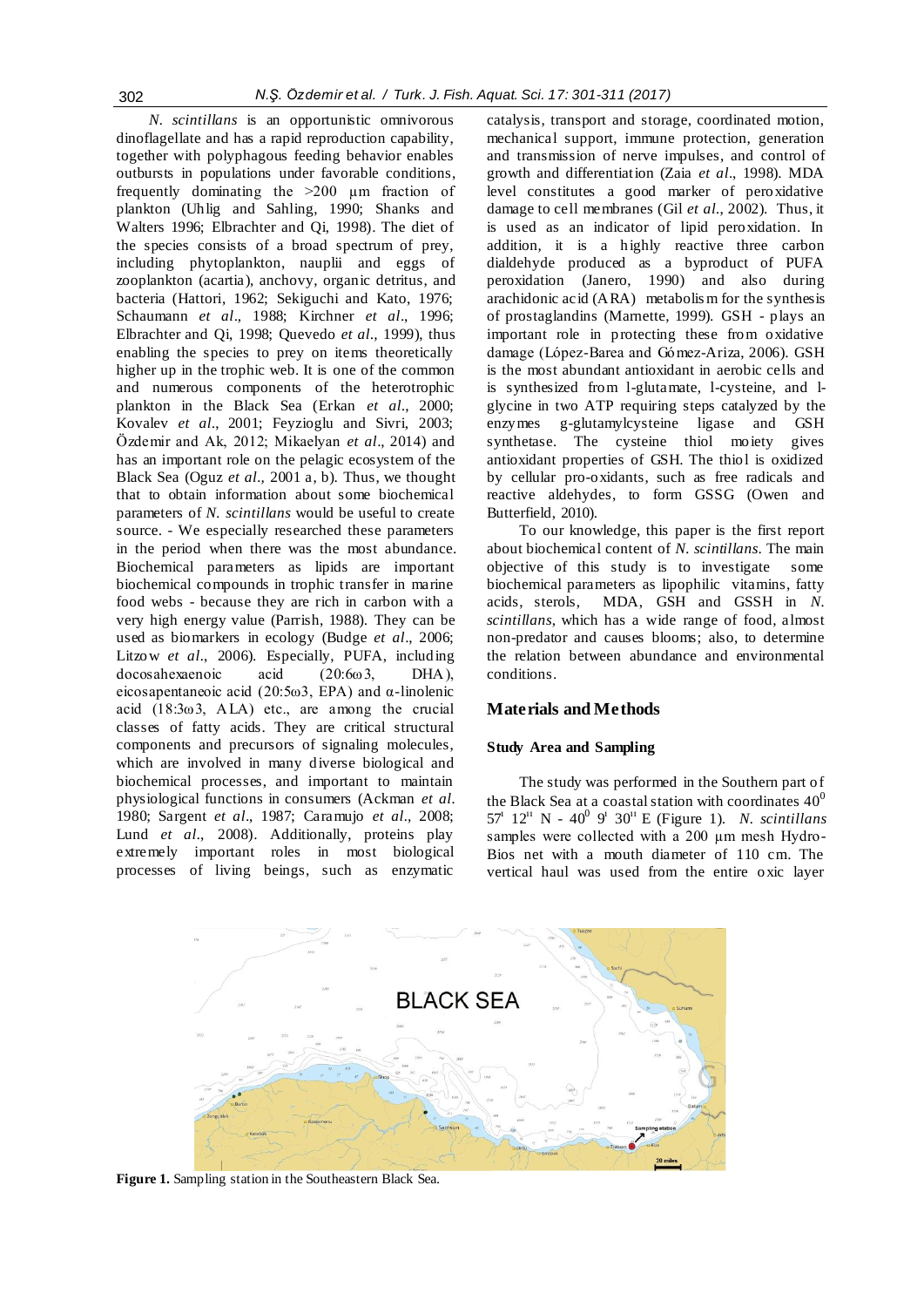*N. scintillans* is an opportunistic omnivorous dinoflagellate and has a rapid reproduction capability, together with polyphagous feeding behavior enables outbursts in populations under favorable conditions, frequently dominating the >200 µm fraction of plankton (Uhlig and Sahling, 1990; Shanks and Walters 1996; Elbrachter and Qi, 1998). The diet of the species consists of a broad spectrum of prey, including phytoplankton, nauplii and eggs of zooplankton (acartia), anchovy, organic detritus, and bacteria (Hattori, 1962; Sekiguchi and Kato, 1976; Schaumann *et al*., 1988; Kirchner *et al*., 1996; Elbrachter and Qi, 1998; Quevedo *et al*., 1999), thus enabling the species to prey on items theoretically higher up in the trophic web. It is one of the common and numerous components of the heterotrophic plankton in the Black Sea (Erkan *et al*., 2000; Kovalev *et al*., 2001; Feyzioglu and Sivri, 2003; Özdemir and Ak, 2012; Mikaelyan *et al*., 2014) and has an important role on the pelagic ecosystem of the Black Sea (Oguz *et al*., 2001 a, b). Thus, we thought that to obtain information about some biochemical parameters of *N. scintillans* would be useful to create source. - We especially researched these parameters in the period when there was the most abundance. Biochemical parameters as lipids are important biochemical compounds in trophic transfer in marine food webs - because they are rich in carbon with a very high energy value (Parrish, 1988). They can be used as biomarkers in ecology (Budge *et al*., 2006; Litzow *et al*., 2006). Especially, PUFA, including docosahexaenoic acid (20:6ω3, DHA), eicosapentaneoic acid (20:5ω3, EPA) and α-linolenic acid (18:3ω3, ALA) etc., are among the crucial classes of fatty acids. They are critical structural components and precursors of signaling molecules, which are involved in many diverse biological and biochemical processes, and important to maintain physiological functions in consumers (Ackman *et al*. 1980; Sargent *et al*., 1987; Caramujo *et al*., 2008; Lund *et al*., 2008). Additionally, proteins play extremely important roles in most biological processes of living beings, such as enzymatic catalysis, transport and storage, coordinated motion, mechanical support, immune protection, generation and transmission of nerve impulses, and control of growth and differentiation (Zaia *et al*., 1998). MDA level constitutes a good marker of peroxidative damage to cell membranes (Gil *et al*., 2002). Thus, it is used as an indicator of lipid peroxidation. In addition, it is a highly reactive three carbon dialdehyde produced as a byproduct of PUFA peroxidation (Janero, 1990) and also during arachidonic acid (ARA) metabolism for the synthesis of prostaglandins (Marnette, 1999). GSH - plays an important role in protecting these from oxidative damage (López-Barea and Gómez-Ariza, 2006). GSH is the most abundant antioxidant in aerobic cells and is synthesized from l-glutamate, l-cysteine, and l-glycine in two ATP requiring steps catalyzed by the enzymes g-glutamylcysteine ligase and GSH synthetase. The cysteine thiol moiety gives antioxidant properties of GSH. The thiol is oxidized by cellular pro-oxidants, such as free radicals and reactive aldehydes, to form GSSG (Owen and Butterfield, 2010).

To our knowledge, this paper is the first report about biochemical content of *N. scintillans*. The main objective of this study is to investigate some biochemical parameters as lipophilic vitamins, fatty acids, sterols, MDA, GSH and GSSH in *N. scintillans*, which has a wide range of food, almost non-predator and causes blooms; also, to determine the relation between abundance and environmental conditions.

## Materials and Methods

### Study Area and Sampling

The study was performed in the Southern part of the Black Sea at a coastal station with coordinates $40^0$ $57^{I}$ $12^{II}$ N - $40^0$ $9^{I}$ $30^{II}$ E (Figure 1). *N. scintillans* samples were collected with a 200 µm mesh Hydro-Bios net with a mouth diameter of 110 cm. The vertical haul was used from the entire oxic layer

**Figure 1.** Sampling station in the Southeastern Black Sea.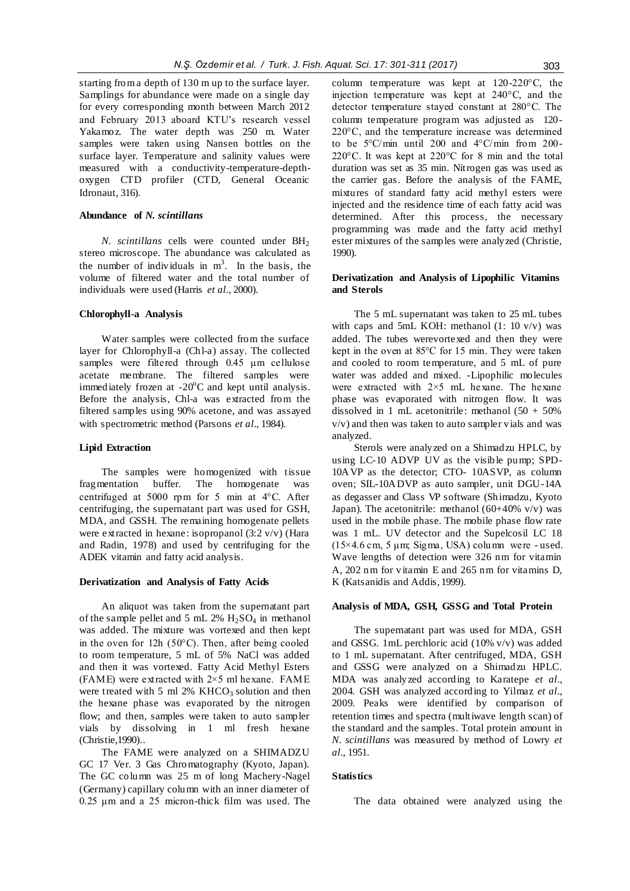starting from a depth of 130 m up to the surface layer. Samplings for abundance were made on a single day for every corresponding month between March 2012 and February 2013 aboard KTU's research vessel Yakamoz. The water depth was 250 m. Water samples were taken using Nansen bottles on the surface layer. Temperature and salinity values were measured with a conductivity-temperature-depth-oxygen CTD profiler (CTD, General Oceanic Idronaut, 316).

#### Abundance of *N. scintillans*

*N. scintillans* cells were counted under $BH_2$ stereo microscope. The abundance was calculated as the number of individuals in $m^3$. In the basis, the volume of filtered water and the total number of individuals were used (Harris *et al*., 2000).

#### Chlorophyll-a Analysis

Water samples were collected from the surface layer for Chlorophyll-a (Chl-a) assay. The collected samples were filtered through 0.45 µm cellulose acetate membrane. The filtered samples were immediately frozen at -20$^{o}$C and kept until analysis. Before the analysis, Chl-a was extracted from the filtered samples using 90% acetone, and was assayed with spectrometric method (Parsons *et al*., 1984).

#### Lipid Extraction

The samples were homogenized with tissue fragmentation buffer. The homogenate was centrifuged at 5000 rpm for 5 min at 4°C. After centrifuging, the supernatant part was used for GSH, MDA, and GSSH. The remaining homogenate pellets were extracted in hexane: isopropanol (3:2 v/v) (Hara and Radin, 1978) and used by centrifuging for the ADEK vitamin and fatty acid analysis.

#### Derivatization and Analysis of Fatty Acids

An aliquot was taken from the supernatant part of the sample pellet and 5 mL 2% $H_2SO_4$ in methanol was added. The mixture was vortexed and then kept in the oven for 12h (50°C). Then, after being cooled to room temperature, 5 mL of 5% NaCl was added and then it was vortexed. Fatty Acid Methyl Esters (FAME) were extracted with 2×5 ml hexane. FAME were treated with 5 ml 2% $KHCO_3$ solution and then the hexane phase was evaporated by the nitrogen flow; and then, samples were taken to auto sampler vials by dissolving in 1 ml fresh hexane (Christie,1990)..

The FAME were analyzed on a SHIMADZU GC 17 Ver. 3 Gas Chromatography (Kyoto, Japan). The GC column was 25 m of long Machery-Nagel (Germany) capillary column with an inner diameter of 0.25 µm and a 25 micron-thick film was used. The column temperature was kept at 120-220°C, the injection temperature was kept at 240°C, and the detector temperature stayed constant at 280°C. The column temperature program was adjusted as 120-220°C, and the temperature increase was determined to be 5°C/min until 200 and 4°C/min from 200-220°C. It was kept at 220°C for 8 min and the total duration was set as 35 min. Nitrogen gas was used as the carrier gas. Before the analysis of the FAME, mixtures of standard fatty acid methyl esters were injected and the residence time of each fatty acid was determined. After this process, the necessary programming was made and the fatty acid methyl ester mixtures of the samples were analyzed (Christie, 1990).

#### Derivatization and Analysis of Lipophilic Vitamins and Sterols

The 5 mL supernatant was taken to 25 mL tubes with caps and 5mL KOH: methanol (1: 10 v/v) was added. The tubes werevortexed and then they were kept in the oven at 85°C for 15 min. They were taken and cooled to room temperature, and 5 mL of pure water was added and mixed. -Lipophilic molecules were extracted with 2×5 mL hexane. The hexane phase was evaporated with nitrogen flow. It was dissolved in 1 mL acetonitrile: methanol (50 + 50% v/v) and then was taken to auto sampler vials and was analyzed.

Sterols were analyzed on a Shimadzu HPLC, by using LC-10 ADVP UV as the visible pump; SPD-10AVP as the detector; CTO- 10ASVP, as column oven; SIL-10ADVP as auto sampler, unit DGU-14A as degasser and Class VP software (Shimadzu, Kyoto Japan). The acetonitrile: methanol (60+40% v/v) was used in the mobile phase. The mobile phase flow rate was 1 mL. UV detector and the Supelcosil LC 18 (15×4.6 cm, 5 µm; Sigma, USA) column were - used. Wave lengths of detection were 326 nm for vitamin A, 202 nm for vitamin E and 265 nm for vitamins D, K (Katsanidis and Addis, 1999).

#### Analysis of MDA, GSH, GSSG and Total Protein

The supernatant part was used for MDA, GSH and GSSG. 1mL perchloric acid (10% v/v) was added to 1 mL supernatant. After centrifuged, MDA, GSH and GSSG were analyzed on a Shimadzu HPLC. MDA was analyzed according to Karatepe *et al*., 2004. GSH was analyzed according to Yilmaz *et al*., 2009. Peaks were identified by comparison of retention times and spectra (multiwave length scan) of the standard and the samples. Total protein amount in *N. scintillans* was measured by method of Lowry *et al*., 1951.

#### Statistics

The data obtained were analyzed using the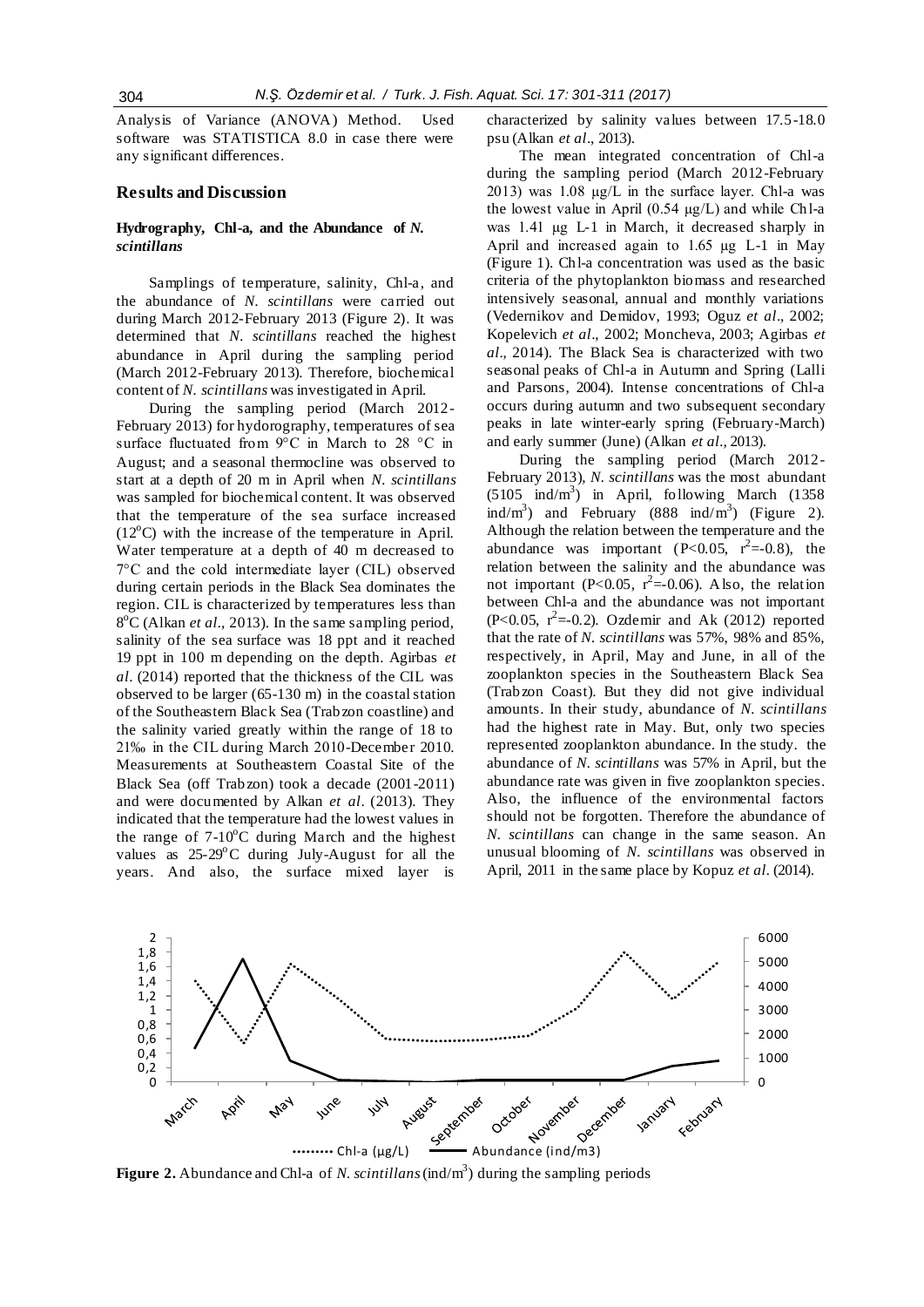Analysis of Variance (ANOVA) Method. Used software was STATISTICA 8.0 in case there were any significant differences.

## Results and Discussion

### Hydrography, Chl-a, and the Abundance of *N. scintillans*

Samplings of temperature, salinity, Chl-a, and the abundance of *N. scintillans* were carried out during March 2012-February 2013 (Figure 2). It was determined that *N. scintillans* reached the highest abundance in April during the sampling period (March 2012-February 2013). Therefore, biochemical content of *N. scintillans* was investigated in April.

During the sampling period (March 2012-February 2013) for hydorography, temperatures of sea surface fluctuated from 9°C in March to 28 °C in August; and a seasonal thermocline was observed to start at a depth of 20 m in April when *N. scintillans* was sampled for biochemical content. It was observed that the temperature of the sea surface increased (12°C) with the increase of the temperature in April. Water temperature at a depth of 40 m decreased to 7°C and the cold intermediate layer (CIL) observed during certain periods in the Black Sea dominates the region. CIL is characterized by temperatures less than 8°C (Alkan *et al*., 2013). In the same sampling period, salinity of the sea surface was 18 ppt and it reached 19 ppt in 100 m depending on the depth. Agirbas *et al*. (2014) reported that the thickness of the CIL was observed to be larger (65-130 m) in the coastal station of the Southeastern Black Sea (Trabzon coastline) and the salinity varied greatly within the range of 18 to 21‰ in the CIL during March 2010-December 2010. Measurements at Southeastern Coastal Site of the Black Sea (off Trabzon) took a decade (2001-2011) and were documented by Alkan *et al*. (2013). They indicated that the temperature had the lowest values in the range of 7-10°C during March and the highest values as 25-29°C during July-August for all the years. And also, the surface mixed layer is characterized by salinity values between 17.5-18.0 psu (Alkan *et al*., 2013).

The mean integrated concentration of Chl-a during the sampling period (March 2012-February 2013) was 1.08 μg/L in the surface layer. Chl-a was the lowest value in April (0.54 μg/L) and while Chl-a was 1.41 μg L-1 in March, it decreased sharply in April and increased again to 1.65 μg L-1 in May (Figure 1). Chl-a concentration was used as the basic criteria of the phytoplankton biomass and researched intensively seasonal, annual and monthly variations (Vedernikov and Demidov, 1993; Oguz *et al*., 2002; Kopelevich *et al*., 2002; Moncheva, 2003; Agirbas *et al*., 2014). The Black Sea is characterized with two seasonal peaks of Chl-a in Autumn and Spring (Lalli and Parsons, 2004). Intense concentrations of Chl-a occurs during autumn and two subsequent secondary peaks in late winter-early spring (February-March) and early summer (June) (Alkan *et al*., 2013).

During the sampling period (March 2012-February 2013), *N. scintillans* was the most abundant (5105 ind/m$^3$) in April, following March (1358 ind/m$^3$) and February (888 ind/m$^3$) (Figure 2). Although the relation between the temperature and the abundance was important ($P<0.05$, $r^2=-0.8$), the relation between the salinity and the abundance was not important ($P<0.05$, $r^2=-0.06$). Also, the relation between Chl-a and the abundance was not important ($P<0.05$, $r^2=-0.2$). Ozdemir and Ak (2012) reported that the rate of *N. scintillans* was 57%, 98% and 85%, respectively, in April, May and June, in all of the zooplankton species in the Southeastern Black Sea (Trabzon Coast). But they did not give individual amounts. In their study, abundance of *N. scintillans* had the highest rate in May. But, only two species represented zooplankton abundance. In the study. the abundance of *N. scintillans* was 57% in April, but the abundance rate was given in five zooplankton species. Also, the influence of the environmental factors should not be forgotten. Therefore the abundance of *N. scintillans* can change in the same season. An unusual blooming of *N. scintillans* was observed in April, 2011 in the same place by Kopuz *et al*. (2014).

**Figure 2.** Abundance and Chl-a of *N. scintillans* (ind/m$^3$) during the sampling periods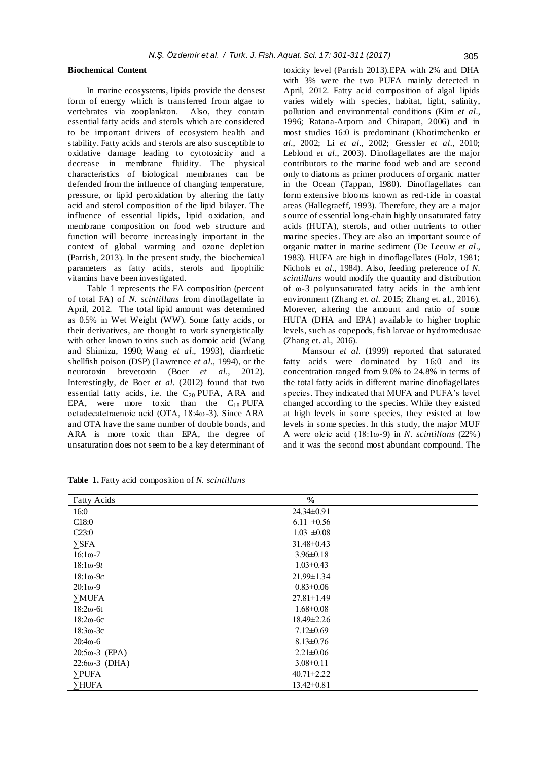**Biochemical Content**

In marine ecosystems, lipids provide the densest form of energy which is transferred from algae to vertebrates via zooplankton. Also, they contain essential fatty acids and sterols which are considered to be important drivers of ecosystem health and stability. Fatty acids and sterols are also susceptible to oxidative damage leading to cytotoxicity and a decrease in membrane fluidity. The physical characteristics of biological membranes can be defended from the influence of changing temperature, pressure, or lipid peroxidation by altering the fatty acid and sterol composition of the lipid bilayer. The influence of essential lipids, lipid oxidation, and membrane composition on food web structure and function will become increasingly important in the context of global warming and ozone depletion (Parrish, 2013). In the present study, the biochemical parameters as fatty acids, sterols and lipophilic vitamins have been investigated.

Table 1 represents the FA composition (percent of total FA) of *N. scintillans* from dinoflagellate in April, 2012. The total lipid amount was determined as 0.5% in Wet Weight (WW). Some fatty acids, or their derivatives, are thought to work synergistically with other known toxins such as domoic acid (Wang and Shimizu, 1990; Wang *et al*., 1993), diarrhetic shellfish poison (DSP) (Lawrence *et al*., 1994), or the neurotoxin brevetoxin (Boer *et al*., 2012). Interestingly, de Boer *et al*. (2012) found that two essential fatty acids, i.e. the $C_{20}$ PUFA, ARA and EPA, were more toxic than the $C_{18}$ PUFA octadecatetraenoic acid (OTA, 18:4ω-3). Since ARA and OTA have the same number of double bonds, and ARA is more toxic than EPA, the degree of unsaturation does not seem to be a key determinant of toxicity level (Parrish 2013).EPA with 2% and DHA with 3% were the two PUFA mainly detected in April, 2012. Fatty acid composition of algal lipids varies widely with species, habitat, light, salinity, pollution and environmental conditions (Kim *et al*., 1996; Ratana-Arporn and Chirapart, 2006) and in most studies 16:0 is predominant (Khotimchenko *et al*., 2002; Li *et al*., 2002; Gressler *et al*., 2010; Leblond *et al*., 2003). Dinoflagellates are the major contributors to the marine food web and are second only to diatoms as primer producers of organic matter in the Ocean (Tappan, 1980). Dinoflagellates can form extensive blooms known as red-tide in coastal areas (Hallegraeff, 1993). Therefore, they are a major source of essential long-chain highly unsaturated fatty acids (HUFA), sterols, and other nutrients to other marine species. They are also an important source of organic matter in marine sediment (De Leeuw *et al*., 1983). HUFA are high in dinoflagellates (Holz, 1981; Nichols *et al*., 1984). Also, feeding preference of *N. scintillans* would modify the quantity and distribution of ω-3 polyunsaturated fatty acids in the ambient environment (Zhang *et. al.* 2015; Zhang et. al., 2016). Morever, altering the amount and ratio of some HUFA (DHA and EPA) available to higher trophic levels, such as copepods, fish larvae or hydromedusae (Zhang et. al., 2016).

Mansour *et al*. (1999) reported that saturated fatty acids were dominated by 16:0 and its concentration ranged from 9.0% to 24.8% in terms of the total fatty acids in different marine dinoflagellates species. They indicated that MUFA and PUFA's level changed according to the species. While they existed at high levels in some species, they existed at low levels in some species. In this study, the major MUF A were oleic acid (18:1ω-9) in *N. scintillans* (22%) and it was the second most abundant compound. The

**Table 1.** Fatty acid composition of *N. scintillans*

| Fatty Acids | % |
|---|---|
| 16:0 | 24.34±0.91 |
| C18:0 | 6.11 ±0.56 |
| C23:0 | 1.03 ±0.08 |
| ∑SFA | 31.48±0.43 |
| 16:1ω-7 | 3.96±0.18 |
| 18:1ω-9*t* | 1.03±0.43 |
| 18:1ω-9*c* | 21.99±1.34 |
| 20:1ω-9 | 0.83±0.06 |
| ∑MUFA | 27.81±1.49 |
| 18:2ω-6t | 1.68±0.08 |
| 18:2ω-6c | 18.49±2.26 |
| 18:3ω-3c | 7.12±0.69 |
| 20:4ω-6 | 8.13±0.76 |
| 20:5ω-3 (EPA) | 2.21±0.06 |
| 22:6ω-3 (DHA) | 3.08±0.11 |
| ∑PUFA | 40.71±2.22 |
| ∑HUFA | 13.42±0.81 |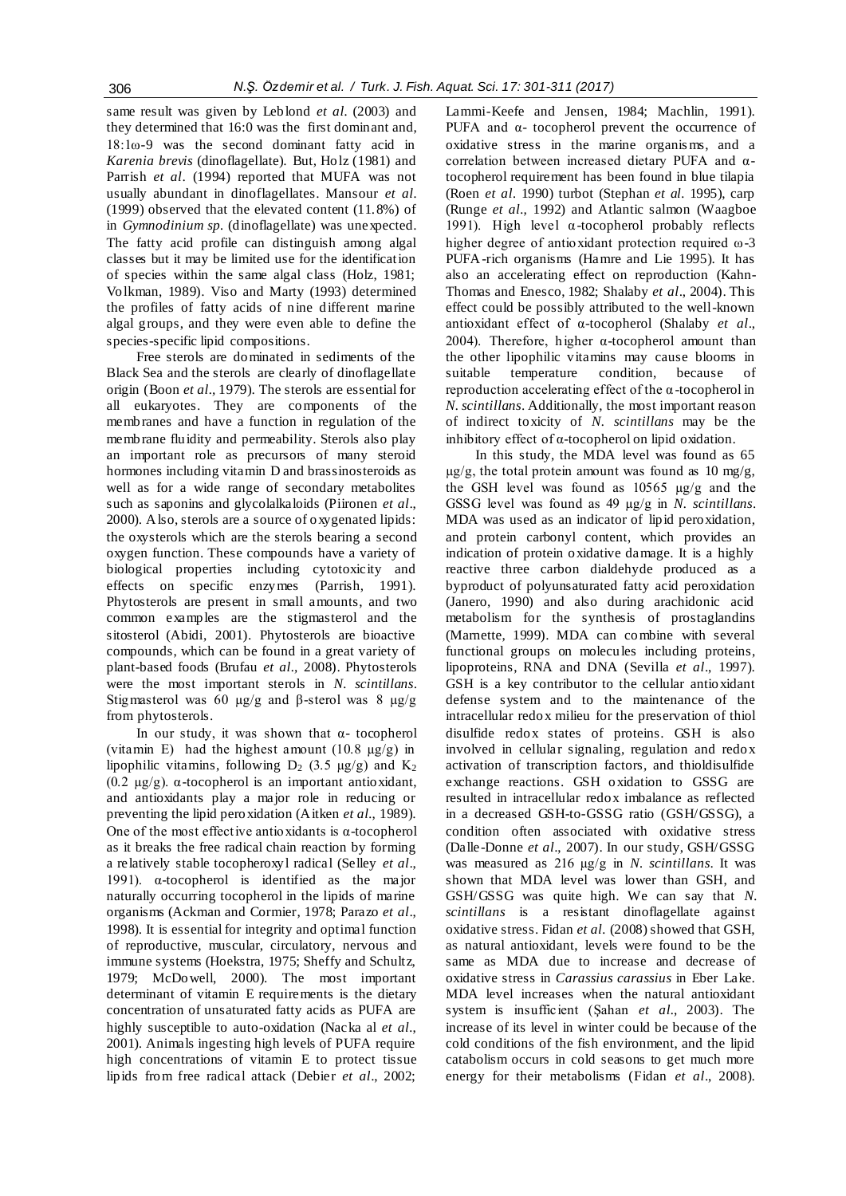same result was given by Leblond *et al*. (2003) and they determined that 16:0 was the first dominant and, 18:1ω-9 was the second dominant fatty acid in *Karenia brevis* (dinoflagellate). But, Holz (1981) and Parrish *et al*. (1994) reported that MUFA was not usually abundant in dinoflagellates. Mansour *et al*. (1999) observed that the elevated content (11.8%) of in *Gymnodinium sp*. (dinoflagellate) was unexpected. The fatty acid profile can distinguish among algal classes but it may be limited use for the identification of species within the same algal class (Holz, 1981; Volkman, 1989). Viso and Marty (1993) determined the profiles of fatty acids of nine different marine algal groups, and they were even able to define the species-specific lipid compositions.

Free sterols are dominated in sediments of the Black Sea and the sterols are clearly of dinoflagellate origin (Boon *et al*., 1979). The sterols are essential for all eukaryotes. They are components of the membranes and have a function in regulation of the membrane fluidity and permeability. Sterols also play an important role as precursors of many steroid hormones including vitamin D and brassinosteroids as well as for a wide range of secondary metabolites such as saponins and glycolalkaloids (Piironen *et al*., 2000). Also, sterols are a source of oxygenated lipids: the oxysterols which are the sterols bearing a second oxygen function. These compounds have a variety of biological properties including cytotoxicity and effects on specific enzymes (Parrish, 1991). Phytosterols are present in small amounts, and two common examples are the stigmasterol and the sitosterol (Abidi, 2001). Phytosterols are bioactive compounds, which can be found in a great variety of plant-based foods (Brufau *et al*., 2008). Phytosterols were the most important sterols in *N. scintillans*. Stigmasterol was 60 μg/g and β-sterol was 8 μg/g from phytosterols.

In our study, it was shown that α- tocopherol (vitamin E) had the highest amount (10.8 μg/g) in lipophilic vitamins, following $D_2$ (3.5 μg/g) and $K_2$ (0.2 μg/g). α-tocopherol is an important antioxidant, and antioxidants play a major role in reducing or preventing the lipid peroxidation (Aitken *et al*., 1989). One of the most effective antioxidants is α-tocopherol as it breaks the free radical chain reaction by forming a relatively stable tocopheroxyl radical (Selley *et al*., 1991). α-tocopherol is identified as the major naturally occurring tocopherol in the lipids of marine organisms (Ackman and Cormier, 1978; Parazo *et al*., 1998). It is essential for integrity and optimal function of reproductive, muscular, circulatory, nervous and immune systems (Hoekstra, 1975; Sheffy and Schultz, 1979; McDowell, 2000). The most important determinant of vitamin E requirements is the dietary concentration of unsaturated fatty acids as PUFA are highly susceptible to auto-oxidation (Nacka al *et al*., 2001). Animals ingesting high levels of PUFA require high concentrations of vitamin E to protect tissue lipids from free radical attack (Debier *et al*., 2002; Lammi-Keefe and Jensen, 1984; Machlin, 1991). PUFA and α- tocopherol prevent the occurrence of oxidative stress in the marine organisms, and a correlation between increased dietary PUFA and α-tocopherol requirement has been found in blue tilapia (Roen *et al*. 1990) turbot (Stephan *et al*. 1995), carp (Runge *et al*., 1992) and Atlantic salmon (Waagboe 1991). High level α-tocopherol probably reflects higher degree of antioxidant protection required ω-3 PUFA-rich organisms (Hamre and Lie 1995). It has also an accelerating effect on reproduction (Kahn-Thomas and Enesco, 1982; Shalaby *et al*., 2004). This effect could be possibly attributed to the well-known antioxidant effect of α-tocopherol (Shalaby *et al*., 2004). Therefore, higher α-tocopherol amount than the other lipophilic vitamins may cause blooms in suitable temperature condition, because of reproduction accelerating effect of the α-tocopherol in *N. scintillans*. Additionally, the most important reason of indirect toxicity of *N. scintillans* may be the inhibitory effect of α-tocopherol on lipid oxidation.

In this study, the MDA level was found as 65 μg/g, the total protein amount was found as 10 mg/g, the GSH level was found as 10565 μg/g and the GSSG level was found as 49 μg/g in *N. scintillans*. MDA was used as an indicator of lipid peroxidation, and protein carbonyl content, which provides an indication of protein oxidative damage. It is a highly reactive three carbon dialdehyde produced as a byproduct of polyunsaturated fatty acid peroxidation (Janero, 1990) and also during arachidonic acid metabolism for the synthesis of prostaglandins (Marnette, 1999). MDA can combine with several functional groups on molecules including proteins, lipoproteins, RNA and DNA (Sevilla *et al*., 1997). GSH is a key contributor to the cellular antioxidant defense system and to the maintenance of the intracellular redox milieu for the preservation of thiol disulfide redox states of proteins. GSH is also involved in cellular signaling, regulation and redox activation of transcription factors, and thioldisulfide exchange reactions. GSH oxidation to GSSG are resulted in intracellular redox imbalance as reflected in a decreased GSH-to-GSSG ratio (GSH/GSSG), a condition often associated with oxidative stress (Dalle-Donne *et al*., 2007). In our study, GSH/GSSG was measured as 216 μg/g in *N. scintillans*. It was shown that MDA level was lower than GSH, and GSH/GSSG was quite high. We can say that *N. scintillans* is a resistant dinoflagellate against oxidative stress. Fidan *et al*. (2008) showed that GSH, as natural antioxidant, levels were found to be the same as MDA due to increase and decrease of oxidative stress in *Carassius carassius* in Eber Lake. MDA level increases when the natural antioxidant system is insufficient (Şahan *et al*., 2003). The increase of its level in winter could be because of the cold conditions of the fish environment, and the lipid catabolism occurs in cold seasons to get much more energy for their metabolisms (Fidan *et al*., 2008).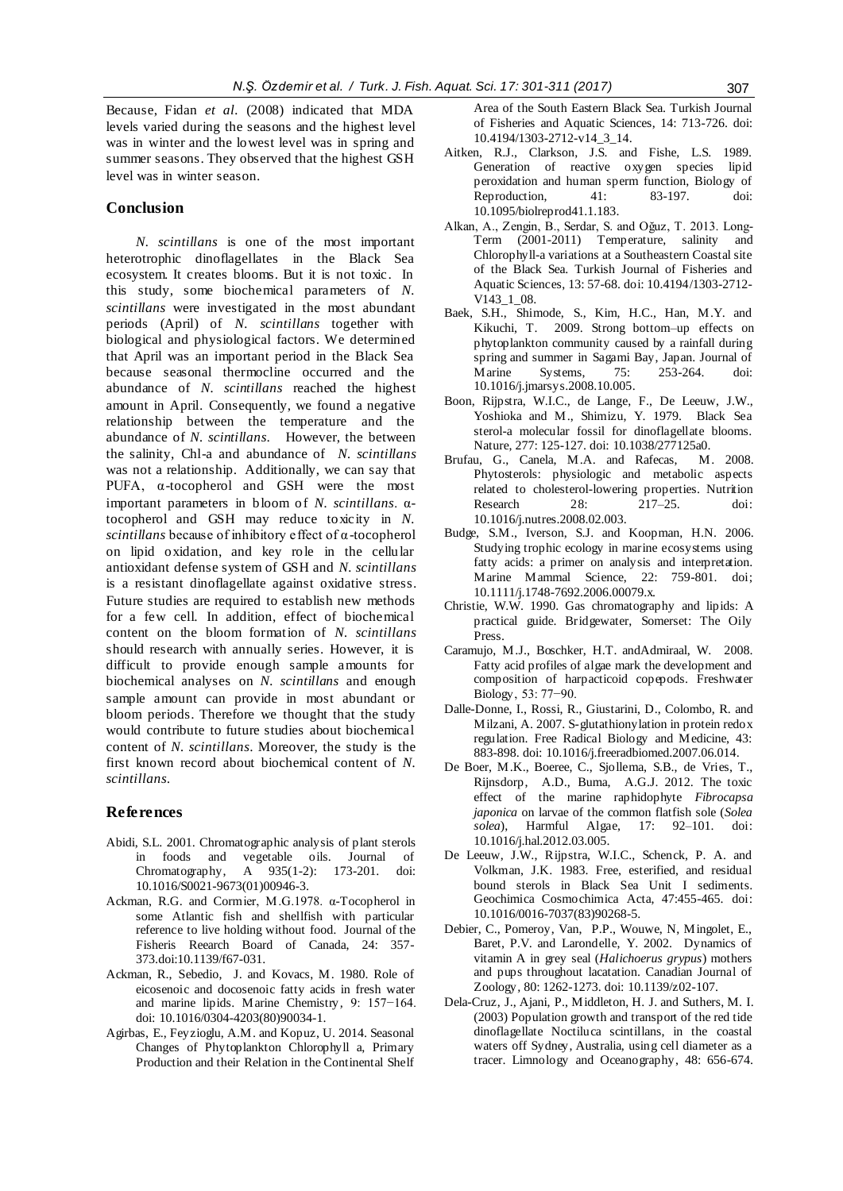Because, Fidan *et al*. (2008) indicated that MDA levels varied during the seasons and the highest level was in winter and the lowest level was in spring and summer seasons. They observed that the highest GSH level was in winter season.

## Conclusion

*N. scintillans* is one of the most important heterotrophic dinoflagellates in the Black Sea ecosystem. It creates blooms. But it is not toxic. In this study, some biochemical parameters of *N. scintillans* were investigated in the most abundant periods (April) of *N. scintillans* together with biological and physiological factors. We determined that April was an important period in the Black Sea because seasonal thermocline occurred and the abundance of *N. scintillans* reached the highest amount in April. Consequently, we found a negative relationship between the temperature and the abundance of *N. scintillans*. However, the between the salinity, Chl-a and abundance of *N. scintillans* was not a relationship. Additionally, we can say that PUFA, α-tocopherol and GSH were the most important parameters in bloom of *N. scintillans*. α-tocopherol and GSH may reduce toxicity in *N. scintillans* because of inhibitory effect of α-tocopherol on lipid oxidation, and key role in the cellular antioxidant defense system of GSH and *N. scintillans* is a resistant dinoflagellate against oxidative stress. Future studies are required to establish new methods for a few cell. In addition, effect of biochemical content on the bloom formation of *N. scintillans* should research with annually series. However, it is difficult to provide enough sample amounts for biochemical analyses on *N. scintillans* and enough sample amount can provide in most abundant or bloom periods. Therefore we thought that the study would contribute to future studies about biochemical content of *N. scintillans*. Moreover, the study is the first known record about biochemical content of *N. scintillans*.

## References

Abidi, S.L. 2001. Chromatographic analysis of plant sterols in foods and vegetable oils. Journal of Chromatography, A 935(1-2): 173-201. doi: 10.1016/S0021-9673(01)00946-3.

Ackman, R.G. and Cormier, M.G.1978. α-Tocopherol in some Atlantic fish and shellfish with particular reference to live holding without food. Journal of the Fisheris Reearch Board of Canada, 24: 357-373.doi:10.1139/f67-031.

Ackman, R., Sebedio, J. and Kovacs, M. 1980. Role of eicosenoic and docosenoic fatty acids in fresh water and marine lipids. Marine Chemistry, 9: 157−164. doi: 10.1016/0304-4203(80)90034-1.

Agirbas, E., Feyzioglu, A.M. and Kopuz, U. 2014. Seasonal Changes of Phytoplankton Chlorophyll a, Primary Production and their Relation in the Continental Shelf Area of the South Eastern Black Sea. Turkish Journal of Fisheries and Aquatic Sciences, 14: 713-726. doi: 10.4194/1303-2712-v14_3_14.

Aitken, R.J., Clarkson, J.S. and Fishe, L.S. 1989. Generation of reactive oxygen species lipid peroxidation and human sperm function, Biology of Reproduction, 41: 83-197. doi: 10.1095/biolreprod41.1.183.

Alkan, A., Zengin, B., Serdar, S. and Oğuz, T. 2013. Long-Term (2001-2011) Temperature, salinity and Chlorophyll-a variations at a Southeastern Coastal site of the Black Sea. Turkish Journal of Fisheries and Aquatic Sciences, 13: 57-68. doi: 10.4194/1303-2712-V143_1_08.

Baek, S.H., Shimode, S., Kim, H.C., Han, M.Y. and Kikuchi, T. 2009. Strong bottom–up effects on phytoplankton community caused by a rainfall during spring and summer in Sagami Bay, Japan. Journal of Marine Systems, 75: 253-264. doi: 10.1016/j.jmarsys.2008.10.005.

Boon, Rijpstra, W.I.C., de Lange, F., De Leeuw, J.W., Yoshioka and M., Shimizu, Y. 1979. Black Sea sterol-a molecular fossil for dinoflagellate blooms. Nature, 277: 125-127. doi: 10.1038/277125a0.

Brufau, G., Canela, M.A. and Rafecas, M. 2008. Phytosterols: physiologic and metabolic aspects related to cholesterol-lowering properties. Nutrition Research 28: 217–25. doi: 10.1016/j.nutres.2008.02.003.

Budge, S.M., Iverson, S.J. and Koopman, H.N. 2006. Studying trophic ecology in marine ecosystems using fatty acids: a primer on analysis and interpretation. Marine Mammal Science, 22: 759-801. doi; 10.1111/j.1748-7692.2006.00079.x.

Christie, W.W. 1990. Gas chromatography and lipids: A practical guide. Bridgewater, Somerset: The Oily Press.

Caramujo, M.J., Boschker, H.T. andAdmiraal, W. 2008. Fatty acid profiles of algae mark the development and composition of harpacticoid copepods. Freshwater Biology, 53: 77−90.

Dalle-Donne, I., Rossi, R., Giustarini, D., Colombo, R. and Milzani, A. 2007. S-glutathionylation in protein redox regulation. Free Radical Biology and Medicine, 43: 883-898. doi: 10.1016/j.freeradbiomed.2007.06.014.

De Boer, M.K., Boeree, C., Sjollema, S.B., de Vries, T., Rijnsdorp, A.D., Buma, A.G.J. 2012. The toxic effect of the marine raphidophyte *Fibrocapsa japonica* on larvae of the common flatfish sole (*Solea solea*), Harmful Algae, 17: 92–101. doi: 10.1016/j.hal.2012.03.005.

De Leeuw, J.W., Rijpstra, W.I.C., Schenck, P. A. and Volkman, J.K. 1983. Free, esterified, and residual bound sterols in Black Sea Unit I sediments. Geochimica Cosmochimica Acta, 47:455-465. doi: 10.1016/0016-7037(83)90268-5.

Debier, C., Pomeroy, Van, P.P., Wouwe, N, Mingolet, E., Baret, P.V. and Larondelle, Y. 2002. Dynamics of vitamin A in grey seal (*Halichoerus grypus*) mothers and pups throughout lacatation. Canadian Journal of Zoology, 80: 1262-1273. doi: 10.1139/z02-107.

Dela-Cruz, J., Ajani, P., Middleton, H. J. and Suthers, M. I. (2003) Population growth and transport of the red tide dinoflagellate Noctiluca scintillans, in the coastal waters off Sydney, Australia, using cell diameter as a tracer. Limnology and Oceanography, 48: 656-674.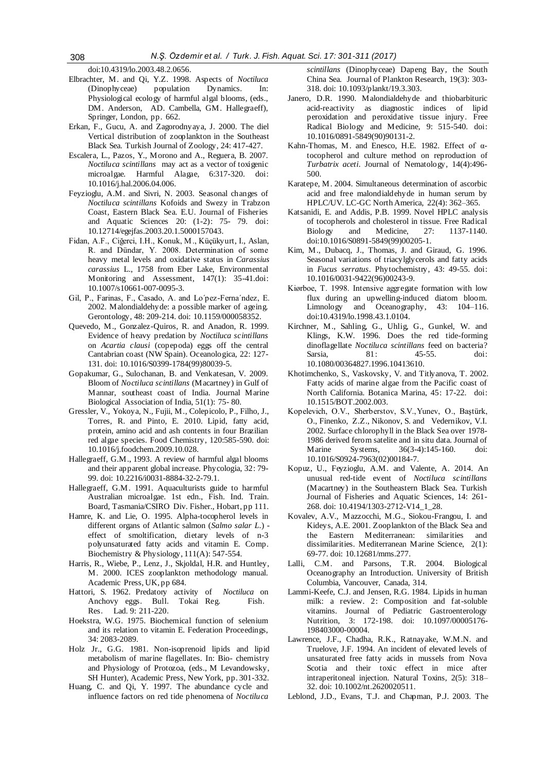doi:10.4319/lo.2003.48.2.0656.

Elbrachter, M. and Qi, Y.Z. 1998. Aspects of *Noctiluca* (Dinophyceae) population Dynamics. In: Physiological ecology of harmful algal blooms, (eds., DM. Anderson, AD. Cambella, GM. Hallegraeff), Springer, London, pp. 662.

Erkan, F., Gucu, A. and Zagorodnyaya, J. 2000. The diel Vertical distribution of zooplankton in the Southeast Black Sea. Turkish Journal of Zoology, 24: 417-427.

Escalera, L., Pazos, Y., Morono and A., Reguera, B. 2007. *Noctiluca scintillans* may act as a vector of toxigenic microalgae. Harmful Alagae, 6:317-320. doi: 10.1016/j.hal.2006.04.006.

Feyzioglu, A.M. and Sivri, N. 2003. Seasonal changes of *Noctiluca scintillans* Kofoids and Swezy in Trabzon Coast, Eastern Black Sea. E.U. Journal of Fisheries and Aquatic Sciences 20: (1-2): 75- 79. doi: 10.12714/egejfas.2003.20.1.5000157043.

Fidan, A.F., Ciğerci, I.H., Konuk, M., Küçükyurt, I., Aslan, R. and Dündar, Y. 2008. Determination of some heavy metal levels and oxidative status in *Carassius carassius* L., 1758 from Eber Lake, Environmental Monitoring and Assessment, 147(1): 35-41.doi: 10.1007/s10661-007-0095-3.

Gil, P., Farinas, F., Casado, A. and Lo´pez-Ferna´ndez, E. 2002. Malondialdehyde: a possible marker of ageing. Gerontology, 48: 209-214. doi: 10.1159/000058352.

Quevedo, M., Gonzalez-Quiros, R. and Anadon, R. 1999. Evidence of heavy predation by *Noctiluca scintillans* on *Acartia clausi* (copepoda) eggs off the central Cantabrian coast (NW Spain). Oceanologica, 22: 127-131. doi: 10.1016/S0399-1784(99)80039-5.

Gopakumar, G., Sulochanan, B. and Venkatesan, V. 2009. Bloom of *Noctiluca scintillans* (Macartney) in Gulf of Mannar, southeast coast of India. Journal Marine Biological Association of India, 51(1): 75- 80.

Gressler, V., Yokoya, N., Fujii, M., Colepicolo, P., Filho, J., Torres, R. and Pinto, E. 2010. Lipid, fatty acid, protein, amino acid and ash contents in four Brazilian red algae species. Food Chemistry, 120:585-590. doi: 10.1016/j.foodchem.2009.10.028.

Hallegraeff, G.M., 1993. A review of harmful algal blooms and their apparent global increase. Phycologia, 32: 79-99. doi: 10.2216/i0031-8884-32-2-79.1.

Hallegraeff, G.M. 1991. Aquaculturists guide to harmful Australian microalgae. 1st edn., Fish. Ind. Train. Board, Tasmania/CSIRO Div. Fisher., Hobart, pp 111.

Hamre, K. and Lie, O. 1995. Alpha-tocopherol levels in different organs of Atlantic salmon (*Salmo salar L.*) - effect of smoltification, dietary levels of n-3 polyunsaturated fatty acids and vitamin E. Comp. Biochemistry & Physiology, 111(A): 547-554.

Harris, R., Wiebe, P., Lenz, J., Skjoldal, H.R. and Huntley, M. 2000. ICES zooplankton methodology manual. Academic Press, UK, pp 684.

Hattori, S. 1962. Predatory activity of *Noctiluca* on Anchovy eggs. Bull. Tokai Reg. Fish. Res. Lad. 9: 211-220.

Hoekstra, W.G. 1975. Biochemical function of selenium and its relation to vitamin E. Federation Proceedings, 34: 2083-2089.

Holz Jr., G.G. 1981. Non-isoprenoid lipids and lipid metabolism of marine flagellates. In: Bio- chemistry and Physiology of Protozoa, (eds., M Levandowsky, SH Hunter), Academic Press, New York, pp. 301-332.

Huang, C. and Qi, Y. 1997. The abundance cycle and influence factors on red tide phenomena of *Noctiluca scintillans* (Dinophyceae) Dapeng Bay, the South China Sea. Journal of Plankton Research, 19(3): 303-318. doi: 10.1093/plankt/19.3.303.

Janero, D.R. 1990. Malondialdehyde and thiobarbituric acid-reactivity as diagnostic indices of lipid peroxidation and peroxidative tissue injury. Free Radical Biology and Medicine, 9: 515-540. doi: 10.1016/0891-5849(90)90131-2.

Kahn-Thomas, M. and Enesco, H.E. 1982. Effect of α-tocopherol and culture method on reproduction of *Turbatrix aceti*. Journal of Nematology, 14(4):496-500.

Karatepe, M. 2004. Simultaneous determination of ascorbic acid and free malondialdehyde in human serum by HPLC/UV. LC-GC North America, 22(4): 362–365.

Katsanidi, E. and Addis, P.B. 1999. Novel HPLC analysis of tocopherols and cholesterol in tissue. Free Radical Biology and Medicine, 27: 1137-1140. doi:10.1016/S0891-5849(99)00205-1.

Kim, M., Dubacq, J., Thomas, J. and Giraud, G. 1996. Seasonal variations of triacylglycerols and fatty acids in *Fucus serratus*. Phytochemistry, 43: 49-55. doi: 10.1016/0031-9422(96)00243-9.

Kiørboe, T. 1998. Intensive aggregate formation with low flux during an upwelling-induced diatom bloom. Limnology and Oceanography, 43: 104–116. doi:10.4319/lo.1998.43.1.0104.

Kirchner, M., Sahling, G., Uhlig, G., Gunkel, W. and Klings, K.W. 1996. Does the red tide-forming dinoflagellate *Noctiluca scintillans* feed on bacteria? Sarsia, 81: 45-55. doi: 10.1080/00364827.1996.10413610.

Khotimchenko, S., Vaskovsky, V. and Titlyanova, T. 2002. Fatty acids of marine algae from the Pacific coast of North California. Botanica Marina, 45: 17-22. doi: 10.1515/BOT.2002.003.

Kopelevich, O.V., Sherberstov, S.V.,Yunev, O., Baştürk, O., Finenko, Z.Z., Nikonov, S. and Vedernikov, V.I. 2002. Surface chlorophyll in the Black Sea over 1978-1986 derived ferom satelite and in situ data. Journal of Marine Systems, 36(3-4):145-160. doi: 10.1016/S0924-7963(02)00184-7.

Kopuz, U., Feyzioglu, A.M. and Valente, A. 2014. An unusual red-tide event of *Noctiluca scintillans* (Macartney) in the Southeastern Black Sea. Turkish Journal of Fisheries and Aquatic Sciences, 14: 261-268. doi: 10.4194/1303-2712-V14_1_28.

Kovalev, A.V., Mazzocchi, M.G., Siokou-Frangou, I. and Kideys, A.E. 2001. Zooplankton of the Black Sea and the Eastern Mediterranean: similarities and dissimilarities. Mediterranean Marine Science, 2(1): 69-77. doi: 10.12681/mms.277.

Lalli, C.M. and Parsons, T.R. 2004. Biological Oceanography an Introduction. University of British Columbia, Vancouver, Canada, 314.

Lammi-Keefe, C.J. and Jensen, R.G. 1984. Lipids in human milk: a review. 2: Composition and fat-soluble vitamins. Journal of Pediatric Gastroenterology Nutrition, 3: 172-198. doi: 10.1097/00005176-198403000-00004.

Lawrence, J.F., Chadha, R.K., Ratnayake, W.M.N. and Truelove, J.F. 1994. An incident of elevated levels of unsaturated free fatty acids in mussels from Nova Scotia and their toxic effect in mice after intraperitoneal injection. Natural Toxins, 2(5): 318–32. doi: 10.1002/nt.2620020511.

Leblond, J.D., Evans, T.J. and Chapman, P.J. 2003. The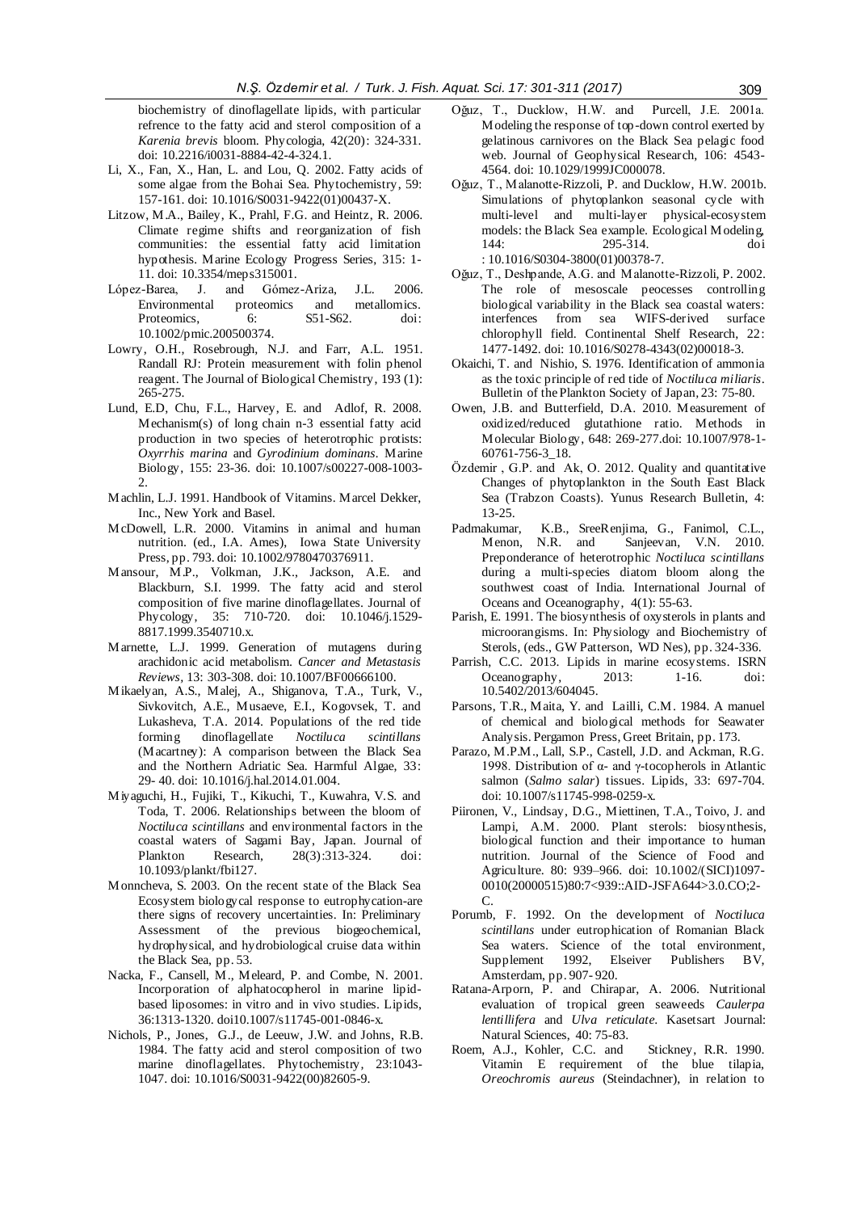biochemistry of dinoflagellate lipids, with particular refrence to the fatty acid and sterol composition of a *Karenia brevis* bloom. Phycologia, 42(20): 324-331. doi: 10.2216/i0031-8884-42-4-324.1.

Li, X., Fan, X., Han, L. and Lou, Q. 2002. Fatty acids of some algae from the Bohai Sea. Phytochemistry, 59: 157-161. doi: 10.1016/S0031-9422(01)00437-X.

Litzow, M.A., Bailey, K., Prahl, F.G. and Heintz, R. 2006. Climate regime shifts and reorganization of fish communities: the essential fatty acid limitation hypothesis. Marine Ecology Progress Series, 315: 1-11. doi: 10.3354/meps315001.

López-Barea, J. and Gómez-Ariza, J.L. 2006. Environmental proteomics and metallomics. Proteomics, 6: S51-S62. doi: 10.1002/pmic.200500374.

Lowry, O.H., Rosebrough, N.J. and Farr, A.L. 1951. Randall RJ: Protein measurement with folin phenol reagent. The Journal of Biological Chemistry, 193 (1): 265-275.

Lund, E.D, Chu, F.L., Harvey, E. and Adlof, R. 2008. Mechanism(s) of long chain n-3 essential fatty acid production in two species of heterotrophic protists: *Oxyrrhis marina* and *Gyrodinium dominans*. Marine Biology, 155: 23-36. doi: 10.1007/s00227-008-1003-2.

Machlin, L.J. 1991. Handbook of Vitamins. Marcel Dekker, Inc., New York and Basel.

McDowell, L.R. 2000. Vitamins in animal and human nutrition. (ed., I.A. Ames), Iowa State University Press, pp. 793. doi: 10.1002/9780470376911.

Mansour, M.P., Volkman, J.K., Jackson, A.E. and Blackburn, S.I. 1999. The fatty acid and sterol composition of five marine dinoflagellates. Journal of Phycology, 35: 710-720. doi: 10.1046/j.1529-8817.1999.3540710.x.

Marnette, L.J. 1999. Generation of mutagens during arachidonic acid metabolism. *Cancer and Metastasis Reviews*, 13: 303-308. doi: 10.1007/BF00666100.

Mikaelyan, A.S., Malej, A., Shiganova, T.A., Turk, V., Sivkovitch, A.E., Musaeve, E.I., Kogovsek, T. and Lukasheva, T.A. 2014. Populations of the red tide forming dinoflagellate *Noctiluca scintillans* (Macartney): A comparison between the Black Sea and the Northern Adriatic Sea. Harmful Algae, 33: 29- 40. doi: 10.1016/j.hal.2014.01.004.

Miyaguchi, H., Fujiki, T., Kikuchi, T., Kuwahra, V.S. and Toda, T. 2006. Relationships between the bloom of *Noctiluca scintillans* and environmental factors in the coastal waters of Sagami Bay, Japan. Journal of Plankton Research, 28(3):313-324. doi: 10.1093/plankt/fbi127.

Monncheva, S. 2003. On the recent state of the Black Sea Ecosystem biologycal response to eutrophycation-are there signs of recovery uncertainties. In: Preliminary Assessment of the previous biogeochemical, hydrophysical, and hydrobiological cruise data within the Black Sea, pp. 53.

Nacka, F., Cansell, M., Meleard, P. and Combe, N. 2001. Incorporation of alphatocopherol in marine lipid-based liposomes: in vitro and in vivo studies. Lipids, 36:1313-1320. doi10.1007/s11745-001-0846-x.

Nichols, P., Jones, G.J., de Leeuw, J.W. and Johns, R.B. 1984. The fatty acid and sterol composition of two marine dinoflagellates. Phytochemistry, 23:1043-1047. doi: 10.1016/S0031-9422(00)82605-9.

Oğuz, T., Ducklow, H.W. and Purcell, J.E. 2001a. Modeling the response of top-down control exerted by gelatinous carnivores on the Black Sea pelagic food web. Journal of Geophysical Research, 106: 4543-4564. doi: 10.1029/1999JC000078.

Oğuz, T., Malanotte-Rizzoli, P. and Ducklow, H.W. 2001b. Simulations of phytoplankon seasonal cycle with multi-level and multi-layer physical-ecosystem models: the Black Sea example. Ecological Modeling, 144: 295-314. doi : 10.1016/S0304-3800(01)00378-7.

Oğuz, T., Deshpande, A.G. and Malanotte-Rizzoli, P. 2002. The role of mesoscale peocesses controlling biological variability in the Black sea coastal waters: interfences from sea WIFS-derived surface chlorophyll field. Continental Shelf Research, 22: 1477-1492. doi: 10.1016/S0278-4343(02)00018-3.

Okaichi, T. and Nishio, S. 1976. Identification of ammonia as the toxic principle of red tide of *Noctiluca miliaris*. Bulletin of the Plankton Society of Japan, 23: 75-80.

Owen, J.B. and Butterfield, D.A. 2010. Measurement of oxidized/reduced glutathione ratio. Methods in Molecular Biology, 648: 269-277.doi: 10.1007/978-1-60761-756-3_18.

Özdemir , G.P. and Ak, O. 2012. Quality and quantitative Changes of phytoplankton in the South East Black Sea (Trabzon Coasts). Yunus Research Bulletin, 4: 13-25.

Padmakumar, K.B., SreeRenjima, G., Fanimol, C.L., Menon, N.R. and Sanjeevan, V.N. 2010. Preponderance of heterotrophic *Noctiluca scintillans* during a multi-species diatom bloom along the southwest coast of India. International Journal of Oceans and Oceanography, 4(1): 55-63.

Parish, E. 1991. The biosynthesis of oxysterols in plants and microorangisms. In: Physiology and Biochemistry of Sterols, (eds., GW Patterson, WD Nes), pp. 324-336.

Parrish, C.C. 2013. Lipids in marine ecosystems. ISRN Oceanography, 2013: 1-16. doi: 10.5402/2013/604045.

Parsons, T.R., Maita, Y. and Lailli, C.M. 1984. A manuel of chemical and biological methods for Seawater Analysis. Pergamon Press, Greet Britain, pp. 173.

Parazo, M.P.M., Lall, S.P., Castell, J.D. and Ackman, R.G. 1998. Distribution of α- and γ-tocopherols in Atlantic salmon (*Salmo salar*) tissues. Lipids, 33: 697-704. doi: 10.1007/s11745-998-0259-x.

Piironen, V., Lindsay, D.G., Miettinen, T.A., Toivo, J. and Lampi, A.M. 2000. Plant sterols: biosynthesis, biological function and their importance to human nutrition. Journal of the Science of Food and Agriculture. 80: 939–966. doi: 10.1002/(SICI)1097-0010(20000515)80:7<939::AID-JSFA644>3.0.CO;2-C.

Porumb, F. 1992. On the development of *Noctiluca scintillans* under eutrophication of Romanian Black Sea waters. Science of the total environment, Supplement 1992, Elseiver Publishers BV, Amsterdam, pp. 907- 920.

Ratana-Arporn, P. and Chirapar, A. 2006. Nutritional evaluation of tropical green seaweeds *Caulerpa lentillifera* and *Ulva reticulate*. Kasetsart Journal: Natural Sciences, 40: 75-83.

Roem, A.J., Kohler, C.C. and Stickney, R.R. 1990. Vitamin E requirement of the blue tilapia, *Oreochromis aureus* (Steindachner), in relation to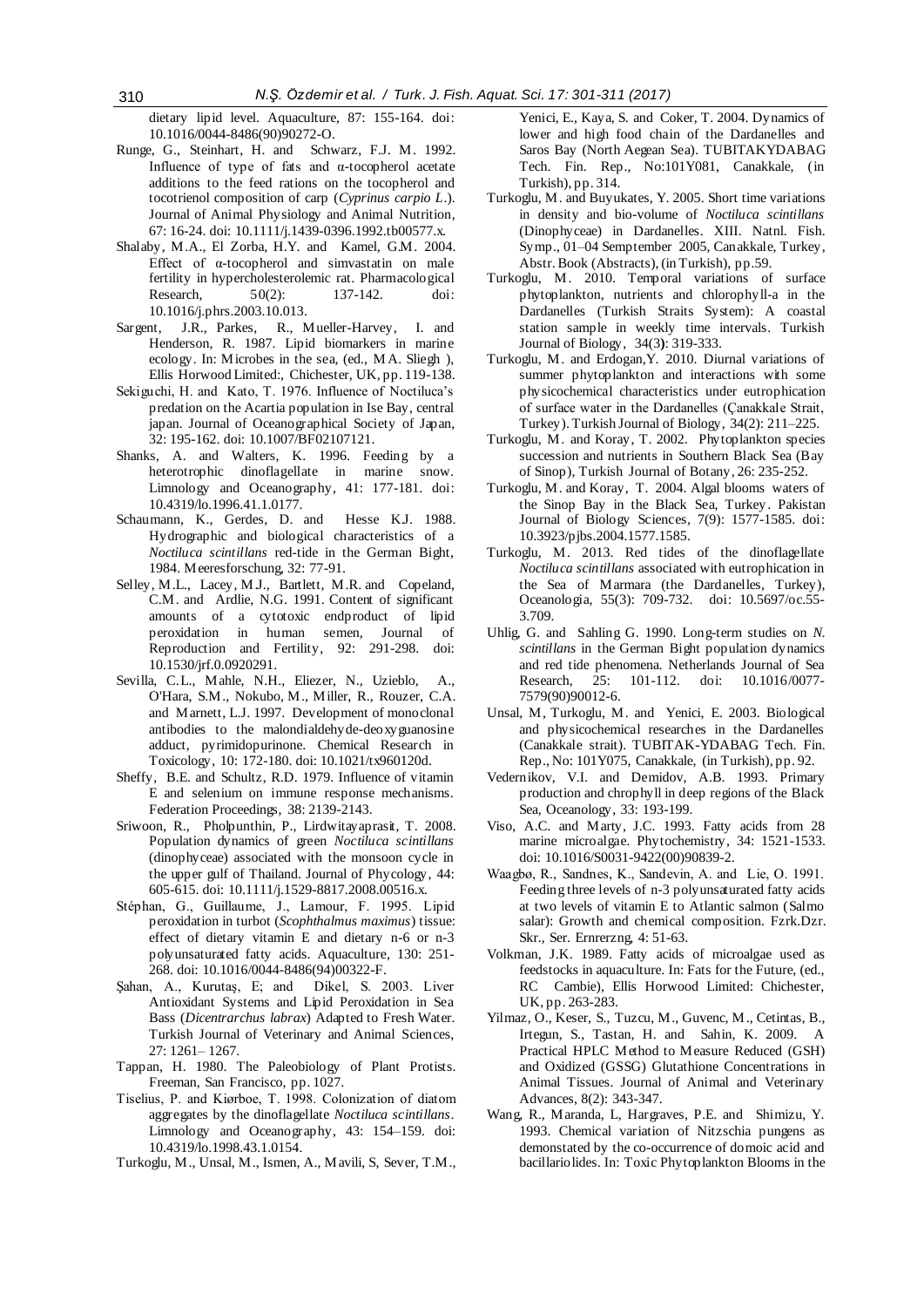dietary lipid level. Aquaculture, 87: 155-164. doi: 10.1016/0044-8486(90)90272-O.

Runge, G., Steinhart, H. and Schwarz, F.J. M. 1992. Influence of type of fats and α-tocopherol acetate additions to the feed rations on the tocopherol and tocotrienol composition of carp (*Cyprinus carpio L*.). Journal of Animal Physiology and Animal Nutrition, 67: 16-24. doi: 10.1111/j.1439-0396.1992.tb00577.x.

Shalaby, M.A., El Zorba, H.Y. and Kamel, G.M. 2004. Effect of α-tocopherol and simvastatin on male fertility in hypercholesterolemic rat. Pharmacological Research, 50(2): 137-142. doi: 10.1016/j.phrs.2003.10.013.

Sargent, J.R., Parkes, R., Mueller-Harvey, I. and Henderson, R. 1987. Lipid biomarkers in marine ecology. In: Microbes in the sea, (ed., M.A. Sliegh ), Ellis Horwood Limited:, Chichester, UK, pp. 119-138.

Sekiguchi, H. and Kato, T. 1976. Influence of Nocticula's predation on the Acartia population in Ise Bay, central japan. Journal of Oceanographical Society of Japan, 32: 195-162. doi: 10.1007/BF02107121.

Shanks, A. and Walters, K. 1996. Feeding by a heterotrophic dinoflagellate in marine snow. Limnology and Oceanography, 41: 177-181. doi: 10.4319/lo.1996.41.1.0177.

Schaumann, K., Gerdes, D. and Hesse K.J. 1988. Hydrographic and biological characteristics of a *Noctiluca scintillans* red-tide in the German Bight, 1984. Meeresforschung, 32: 77-91.

Selley, M.L., Lacey, M.J., Bartlett, M.R. and Copeland, C.M. and Ardlie, N.G. 1991. Content of significant amounts of a cytotoxic endproduct of lipid peroxidation in human semen, Journal of Reproduction and Fertility, 92: 291-298. doi: 10.1530/jrf.0.0920291.

Sevilla, C.L., Mahle, N.H., Eliezer, N., Uzieblo, A., O'Hara, S.M., Nokubo, M., Miller, R., Rouzer, C.A. and Marnett, L.J. 1997. Development of monoclonal antibodies to the malondialdehyde-deoxyguanosine adduct, pyrimidopurinone. Chemical Research in Toxicology, 10: 172-180. doi: 10.1021/tx960120d.

Sheffy, B.E. and Schultz, R.D. 1979. Influence of vitamin E and selenium on immune response mechanisms. Federation Proceedings, 38: 2139-2143.

Sriwoon, R., Pholpunthin, P., Lirdwitayaprasit, T. 2008. Population dynamics of green *Noctiluca scintillans* (dinophyceae) associated with the monsoon cycle in the upper gulf of Thailand. Journal of Phycology, 44: 605-615. doi: 10.1111/j.1529-8817.2008.00516.x.

Stéphan, G., Guillaume, J., Lamour, F. 1995. Lipid peroxidation in turbot (*Scophthalmus maximus*) tissue: effect of dietary vitamin E and dietary n-6 or n-3 polyunsaturated fatty acids. Aquaculture, 130: 251-268. doi: 10.1016/0044-8486(94)00322-F.

Şahan, A., Kurutaş, E; and Dikel, S. 2003. Liver Antioxidant Systems and Lipid Peroxidation in Sea Bass (*Dicentrarchus labrax*) Adapted to Fresh Water. Turkish Journal of Veterinary and Animal Sciences, 27: 1261– 1267.

Tappan, H. 1980. The Paleobiology of Plant Protists. Freeman, San Francisco, pp. 1027.

Tiselius, P. and Kiørboe, T. 1998. Colonization of diatom aggregates by the dinoflagellate *Noctiluca scintillans*. Limnology and Oceanography, 43: 154–159. doi: 10.4319/lo.1998.43.1.0154.

Turkoglu, M., Unsal, M., Ismen, A., Mavili, S, Sever, T.M., Yenici, E., Kaya, S. and Coker, T. 2004. Dynamics of lower and high food chain of the Dardanelles and Saros Bay (North Aegean Sea). TUBITAKYDABAG Tech. Fin. Rep., No:101Y081, Canakkale, (in Turkish), pp. 314.

Turkoglu, M. and Buyukates, Y. 2005. Short time variations in density and bio-volume of *Noctiluca scintillans* (Dinophyceae) in Dardanelles. XIII. Natnl. Fish. Symp., 01–04 Semptember 2005, Canakkale, Turkey, Abstr. Book (Abstracts), (in Turkish), pp.59.

Turkoglu, M. 2010. Temporal variations of surface phytoplankton, nutrients and chlorophyll-a in the Dardanelles (Turkish Straits System): A coastal station sample in weekly time intervals. Turkish Journal of Biology, 34(3): 319-333.

Turkoglu, M. and Erdogan,Y. 2010. Diurnal variations of summer phytoplankton and interactions with some physicochemical characteristics under eutrophication of surface water in the Dardanelles (Çanakkale Strait, Turkey). Turkish Journal of Biology, 34(2): 211–225.

Turkoglu, M. and Koray, T. 2002. Phytoplankton species succession and nutrients in Southern Black Sea (Bay of Sinop), Turkish Journal of Botany, 26: 235-252.

Turkoglu, M. and Koray, T. 2004. Algal blooms waters of the Sinop Bay in the Black Sea, Turkey. Pakistan Journal of Biology Sciences, 7(9): 1577-1585. doi: 10.3923/pjbs.2004.1577.1585.

Turkoglu, M. 2013. Red tides of the dinoflagellate *Noctiluca scintillans* associated with eutrophication in the Sea of Marmara (the Dardanelles, Turkey), Oceanologia, 55(3): 709-732. doi: 10.5697/oc.55-3.709.

Uhlig, G. and Sahling G. 1990. Long-term studies on *N. scintillans* in the German Bight population dynamics and red tide phenomena. Netherlands Journal of Sea Research, 25: 101-112. doi: 10.1016/0077-7579(90)90012-6.

Unsal, M, Turkoglu, M. and Yenici, E. 2003. Biological and physicochemical researches in the Dardanelles (Canakkale strait). TUBITAK-YDABAG Tech. Fin. Rep., No: 101Y075, Canakkale, (in Turkish), pp. 92.

Vedernikov, V.I. and Demidov, A.B. 1993. Primary production and chrophyll in deep regions of the Black Sea, Oceanology, 33: 193-199.

Viso, A.C. and Marty, J.C. 1993. Fatty acids from 28 marine microalgae. Phytochemistry, 34: 1521-1533. doi: 10.1016/S0031-9422(00)90839-2.

Waagbø, R., Sandnes, K., Sandevin, A. and Lie, O. 1991. Feeding three levels of n-3 polyunsaturated fatty acids at two levels of vitamin E to Atlantic salmon (Salmo salar): Growth and chemical composition. Fzrk.Dzr. Skr., Ser. Ernrerzng, 4: 51-63.

Volkman, J.K. 1989. Fatty acids of microalgae used as feedstocks in aquaculture. In: Fats for the Future, (ed., RC Cambie), Ellis Horwood Limited: Chichester, UK, pp. 263-283.

Yilmaz, O., Keser, S., Tuzcu, M., Guvenc, M., Cetintas, B., Irtegun, S., Tastan, H. and Sahin, K. 2009. A Practical HPLC Method to Measure Reduced (GSH) and Oxidized (GSSG) Glutathione Concentrations in Animal Tissues. Journal of Animal and Veterinary Advances, 8(2): 343-347.

Wang, R., Maranda, L, Hargraves, P.E. and Shimizu, Y. 1993. Chemical variation of Nitzschia pungens as demonstated by the co-occurrence of domoic acid and bacillariolides. In: Toxic Phytoplankton Blooms in the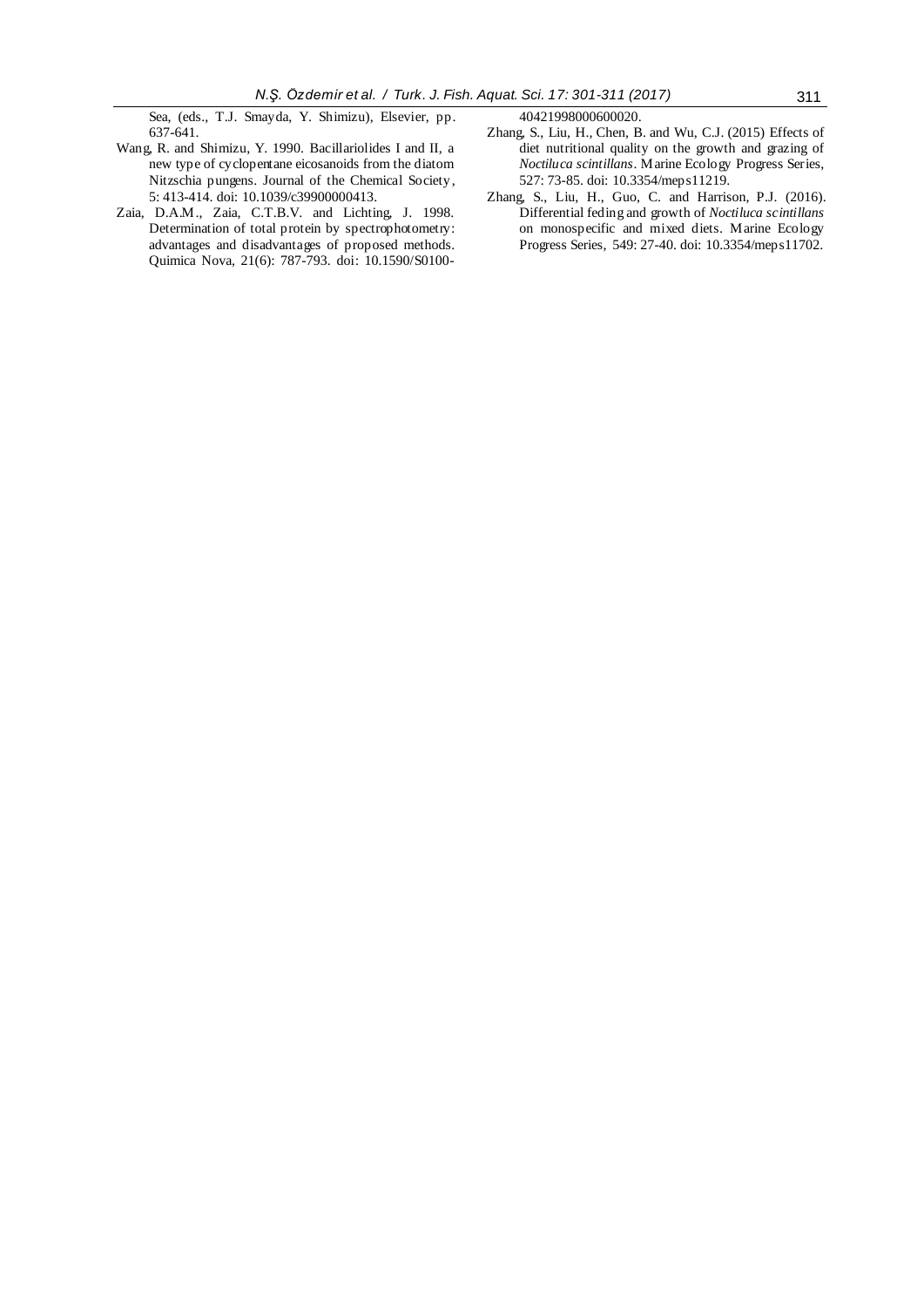Sea, (eds., T.J. Smayda, Y. Shimizu), Elsevier, pp. 637-641.

Wang, R. and Shimizu, Y. 1990. Bacillariolides I and II, a new type of cyclopentane eicosanoids from the diatom Nitzschia pungens. Journal of the Chemical Society, 5: 413-414. doi: 10.1039/c39900000413.

Zaia, D.A.M., Zaia, C.T.B.V. and Lichting, J. 1998. Determination of total protein by spectrophotometry: advantages and disadvantages of proposed methods. Quimica Nova, 21(6): 787-793. doi: 10.1590/S0100-40421998000600020.

Zhang, S., Liu, H., Chen, B. and Wu, C.J. (2015) Effects of diet nutritional quality on the growth and grazing of *Noctiluca scintillans*. Marine Ecology Progress Series, 527: 73-85. doi: 10.3354/meps11219.

Zhang, S., Liu, H., Guo, C. and Harrison, P.J. (2016). Differential feding and growth of *Noctiluca scintillans* on monospecific and mixed diets. Marine Ecology Progress Series, 549: 27-40. doi: 10.3354/meps11702.